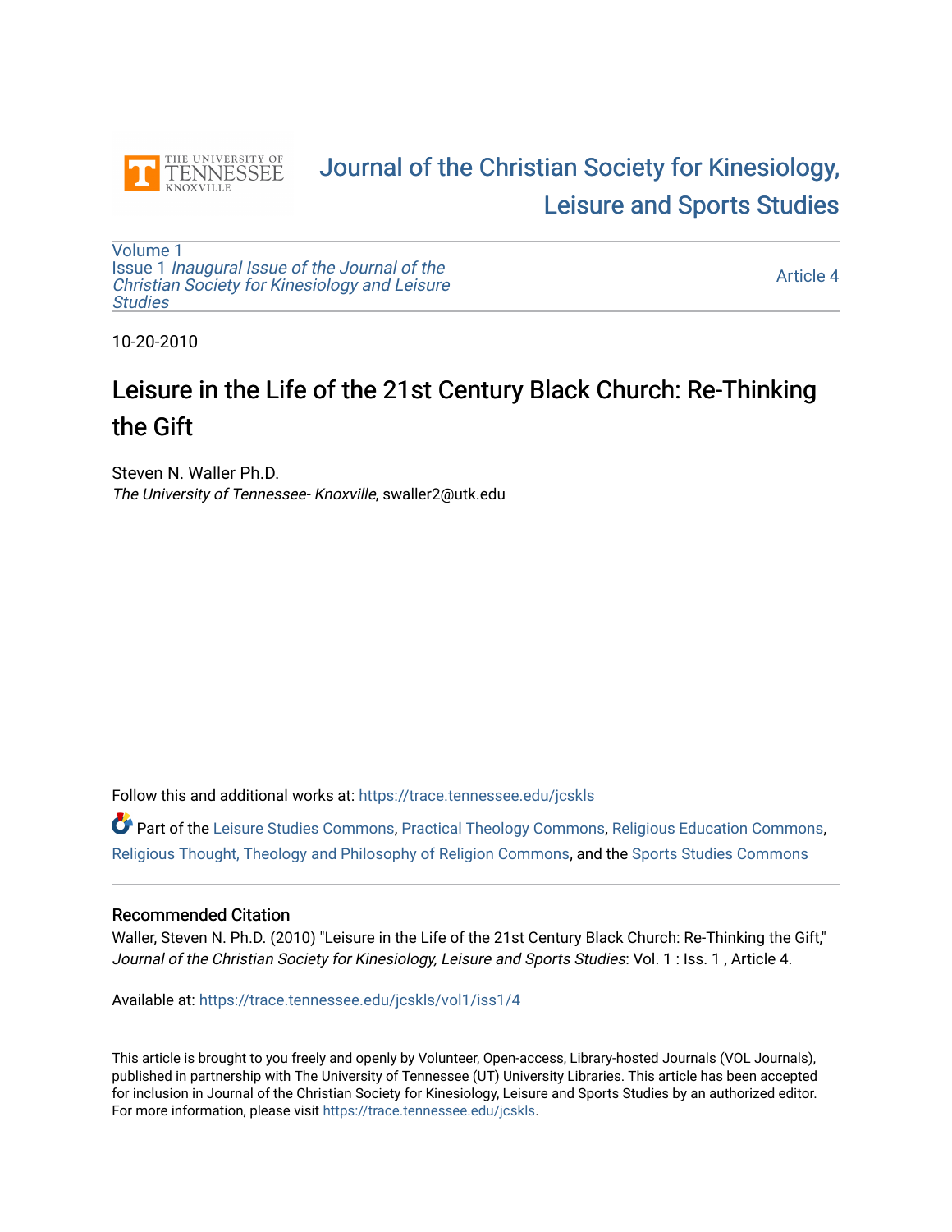Journal of the Christian Society for Kinesiology, Leisure and Sports Studies

Volume 1
Issue 1 *Inaugural Issue of the Journal of the Christian Society for Kinesiology and Leisure Studies*

Article 4

10-20-2010

# Leisure in the Life of the 21st Century Black Church: Re-Thinking the Gift

Steven N. Waller Ph.D.
*The University of Tennessee- Knoxville*, swaller2@utk.edu

Follow this and additional works at: https://trace.tennessee.edu/jcskls

Part of the Leisure Studies Commons, Practical Theology Commons, Religious Education Commons, Religious Thought, Theology and Philosophy of Religion Commons, and the Sports Studies Commons

### Recommended Citation

Waller, Steven N. Ph.D. (2010) "Leisure in the Life of the 21st Century Black Church: Re-Thinking the Gift," *Journal of the Christian Society for Kinesiology, Leisure and Sports Studies*: Vol. 1 : Iss. 1 , Article 4.

Available at: https://trace.tennessee.edu/jcskls/vol1/iss1/4

This article is brought to you freely and openly by Volunteer, Open-access, Library-hosted Journals (VOL Journals), published in partnership with The University of Tennessee (UT) University Libraries. This article has been accepted for inclusion in Journal of the Christian Society for Kinesiology, Leisure and Sports Studies by an authorized editor. For more information, please visit https://trace.tennessee.edu/jcskls.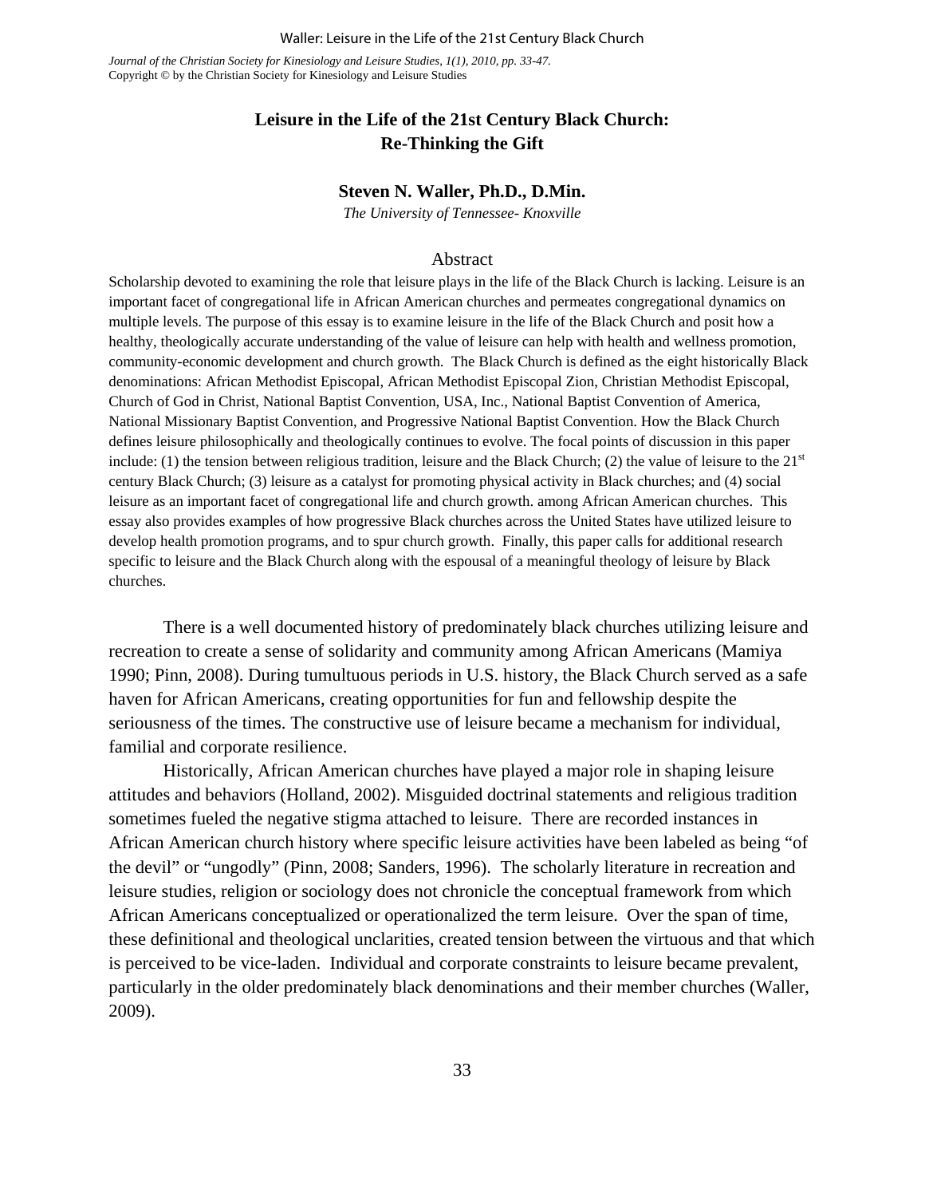# Leisure in the Life of the 21st Century Black Church: Re-Thinking the Gift

**Steven N. Waller, Ph.D., D.Min.**

*The University of Tennessee- Knoxville*

## Abstract

Scholarship devoted to examining the role that leisure plays in the life of the Black Church is lacking. Leisure is an important facet of congregational life in African American churches and permeates congregational dynamics on multiple levels. The purpose of this essay is to examine leisure in the life of the Black Church and posit how a healthy, theologically accurate understanding of the value of leisure can help with health and wellness promotion, community-economic development and church growth. The Black Church is defined as the eight historically Black denominations: African Methodist Episcopal, African Methodist Episcopal Zion, Christian Methodist Episcopal, Church of God in Christ, National Baptist Convention, USA, Inc., National Baptist Convention of America, National Missionary Baptist Convention, and Progressive National Baptist Convention. How the Black Church defines leisure philosophically and theologically continues to evolve. The focal points of discussion in this paper include: (1) the tension between religious tradition, leisure and the Black Church; (2) the value of leisure to the 21st century Black Church; (3) leisure as a catalyst for promoting physical activity in Black churches; and (4) social leisure as an important facet of congregational life and church growth. among African American churches. This essay also provides examples of how progressive Black churches across the United States have utilized leisure to develop health promotion programs, and to spur church growth. Finally, this paper calls for additional research specific to leisure and the Black Church along with the espousal of a meaningful theology of leisure by Black churches.

There is a well documented history of predominately black churches utilizing leisure and recreation to create a sense of solidarity and community among African Americans (Mamiya 1990; Pinn, 2008). During tumultuous periods in U.S. history, the Black Church served as a safe haven for African Americans, creating opportunities for fun and fellowship despite the seriousness of the times. The constructive use of leisure became a mechanism for individual, familial and corporate resilience.

Historically, African American churches have played a major role in shaping leisure attitudes and behaviors (Holland, 2002). Misguided doctrinal statements and religious tradition sometimes fueled the negative stigma attached to leisure. There are recorded instances in African American church history where specific leisure activities have been labeled as being "of the devil" or "ungodly" (Pinn, 2008; Sanders, 1996). The scholarly literature in recreation and leisure studies, religion or sociology does not chronicle the conceptual framework from which African Americans conceptualized or operationalized the term leisure. Over the span of time, these definitional and theological unclarities, created tension between the virtuous and that which is perceived to be vice-laden. Individual and corporate constraints to leisure became prevalent, particularly in the older predominately black denominations and their member churches (Waller, 2009).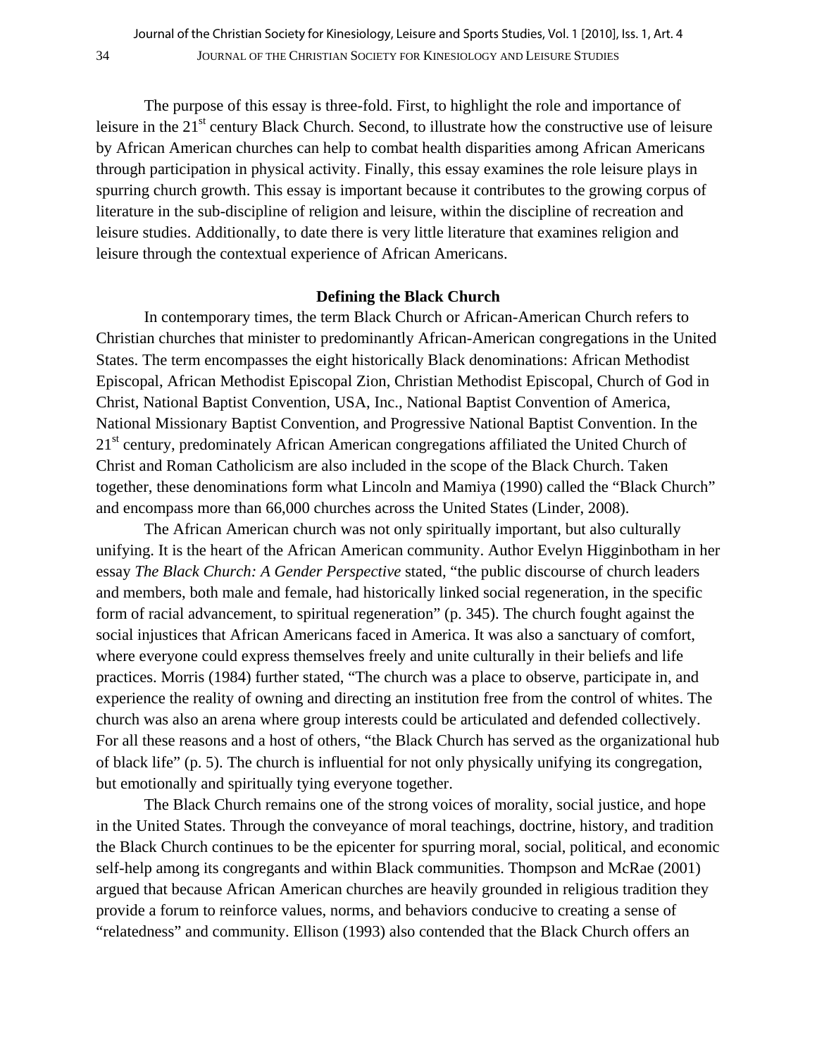The purpose of this essay is three-fold. First, to highlight the role and importance of leisure in the 21st century Black Church. Second, to illustrate how the constructive use of leisure by African American churches can help to combat health disparities among African Americans through participation in physical activity. Finally, this essay examines the role leisure plays in spurring church growth. This essay is important because it contributes to the growing corpus of literature in the sub-discipline of religion and leisure, within the discipline of recreation and leisure studies. Additionally, to date there is very little literature that examines religion and leisure through the contextual experience of African Americans.

### Defining the Black Church

In contemporary times, the term Black Church or African-American Church refers to Christian churches that minister to predominantly African-American congregations in the United States. The term encompasses the eight historically Black denominations: African Methodist Episcopal, African Methodist Episcopal Zion, Christian Methodist Episcopal, Church of God in Christ, National Baptist Convention, USA, Inc., National Baptist Convention of America, National Missionary Baptist Convention, and Progressive National Baptist Convention. In the 21st century, predominately African American congregations affiliated the United Church of Christ and Roman Catholicism are also included in the scope of the Black Church. Taken together, these denominations form what Lincoln and Mamiya (1990) called the "Black Church" and encompass more than 66,000 churches across the United States (Linder, 2008).

The African American church was not only spiritually important, but also culturally unifying. It is the heart of the African American community. Author Evelyn Higginbotham in her essay *The Black Church: A Gender Perspective* stated, "the public discourse of church leaders and members, both male and female, had historically linked social regeneration, in the specific form of racial advancement, to spiritual regeneration" (p. 345). The church fought against the social injustices that African Americans faced in America. It was also a sanctuary of comfort, where everyone could express themselves freely and unite culturally in their beliefs and life practices. Morris (1984) further stated, "The church was a place to observe, participate in, and experience the reality of owning and directing an institution free from the control of whites. The church was also an arena where group interests could be articulated and defended collectively. For all these reasons and a host of others, "the Black Church has served as the organizational hub of black life" (p. 5). The church is influential for not only physically unifying its congregation, but emotionally and spiritually tying everyone together.

The Black Church remains one of the strong voices of morality, social justice, and hope in the United States. Through the conveyance of moral teachings, doctrine, history, and tradition the Black Church continues to be the epicenter for spurring moral, social, political, and economic self-help among its congregants and within Black communities. Thompson and McRae (2001) argued that because African American churches are heavily grounded in religious tradition they provide a forum to reinforce values, norms, and behaviors conducive to creating a sense of "relatedness" and community. Ellison (1993) also contended that the Black Church offers an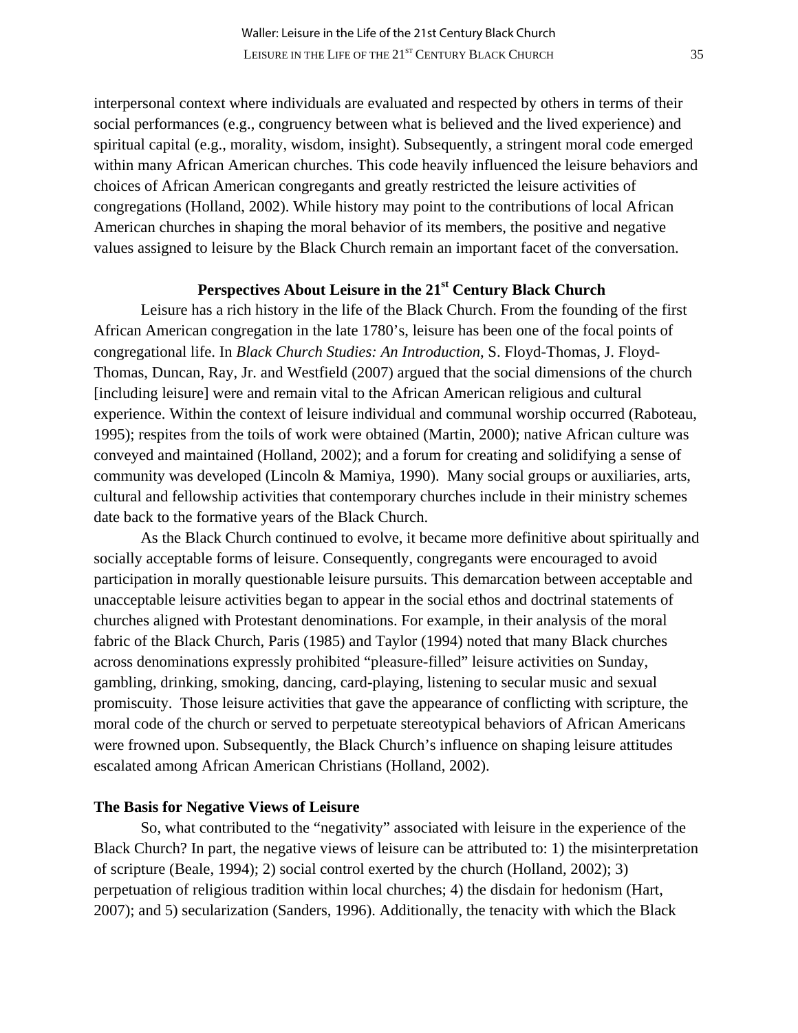interpersonal context where individuals are evaluated and respected by others in terms of their social performances (e.g., congruency between what is believed and the lived experience) and spiritual capital (e.g., morality, wisdom, insight). Subsequently, a stringent moral code emerged within many African American churches. This code heavily influenced the leisure behaviors and choices of African American congregants and greatly restricted the leisure activities of congregations (Holland, 2002). While history may point to the contributions of local African American churches in shaping the moral behavior of its members, the positive and negative values assigned to leisure by the Black Church remain an important facet of the conversation.

## Perspectives About Leisure in the 21st Century Black Church

Leisure has a rich history in the life of the Black Church. From the founding of the first African American congregation in the late 1780's, leisure has been one of the focal points of congregational life. In *Black Church Studies: An Introduction*, S. Floyd-Thomas, J. Floyd-Thomas, Duncan, Ray, Jr. and Westfield (2007) argued that the social dimensions of the church [including leisure] were and remain vital to the African American religious and cultural experience. Within the context of leisure individual and communal worship occurred (Raboteau, 1995); respites from the toils of work were obtained (Martin, 2000); native African culture was conveyed and maintained (Holland, 2002); and a forum for creating and solidifying a sense of community was developed (Lincoln & Mamiya, 1990). Many social groups or auxiliaries, arts, cultural and fellowship activities that contemporary churches include in their ministry schemes date back to the formative years of the Black Church.

As the Black Church continued to evolve, it became more definitive about spiritually and socially acceptable forms of leisure. Consequently, congregants were encouraged to avoid participation in morally questionable leisure pursuits. This demarcation between acceptable and unacceptable leisure activities began to appear in the social ethos and doctrinal statements of churches aligned with Protestant denominations. For example, in their analysis of the moral fabric of the Black Church, Paris (1985) and Taylor (1994) noted that many Black churches across denominations expressly prohibited "pleasure-filled" leisure activities on Sunday, gambling, drinking, smoking, dancing, card-playing, listening to secular music and sexual promiscuity. Those leisure activities that gave the appearance of conflicting with scripture, the moral code of the church or served to perpetuate stereotypical behaviors of African Americans were frowned upon. Subsequently, the Black Church's influence on shaping leisure attitudes escalated among African American Christians (Holland, 2002).

### The Basis for Negative Views of Leisure

So, what contributed to the "negativity" associated with leisure in the experience of the Black Church? In part, the negative views of leisure can be attributed to: 1) the misinterpretation of scripture (Beale, 1994); 2) social control exerted by the church (Holland, 2002); 3) perpetuation of religious tradition within local churches; 4) the disdain for hedonism (Hart, 2007); and 5) secularization (Sanders, 1996). Additionally, the tenacity with which the Black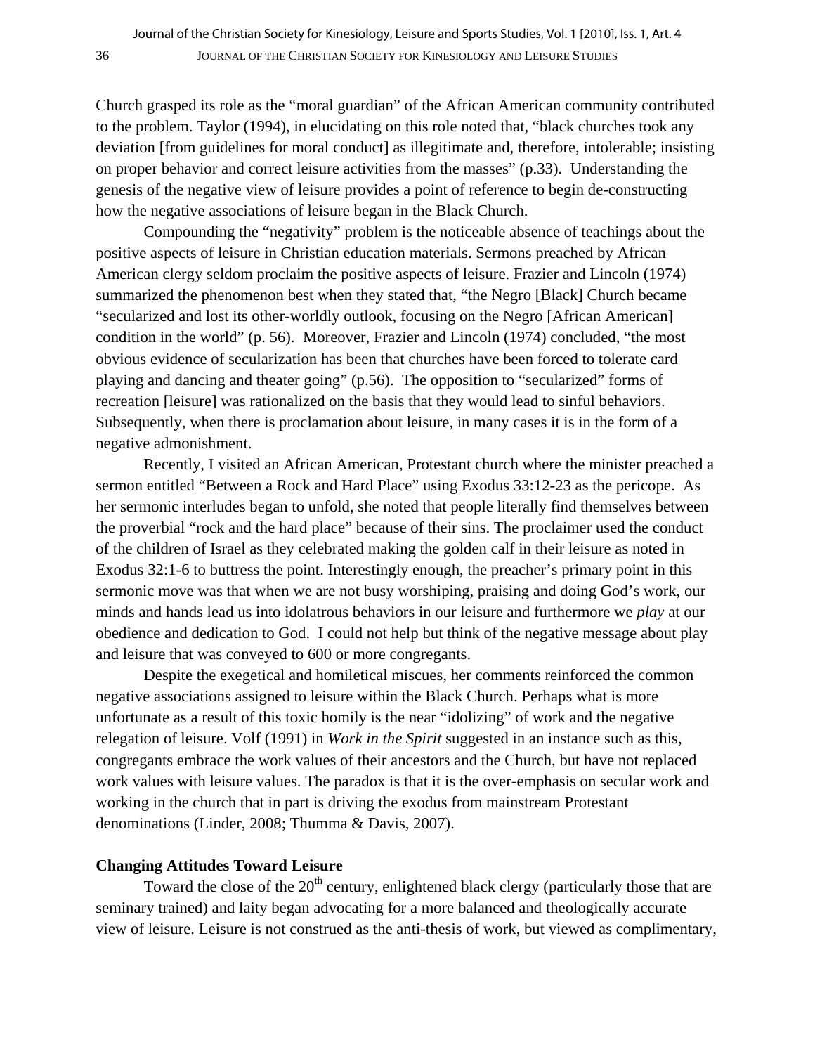Church grasped its role as the “moral guardian” of the African American community contributed to the problem. Taylor (1994), in elucidating on this role noted that, “black churches took any deviation [from guidelines for moral conduct] as illegitimate and, therefore, intolerable; insisting on proper behavior and correct leisure activities from the masses” (p.33). Understanding the genesis of the negative view of leisure provides a point of reference to begin de-constructing how the negative associations of leisure began in the Black Church.

Compounding the “negativity” problem is the noticeable absence of teachings about the positive aspects of leisure in Christian education materials. Sermons preached by African American clergy seldom proclaim the positive aspects of leisure. Frazier and Lincoln (1974) summarized the phenomenon best when they stated that, “the Negro [Black] Church became “secularized and lost its other-worldly outlook, focusing on the Negro [African American] condition in the world” (p. 56). Moreover, Frazier and Lincoln (1974) concluded, “the most obvious evidence of secularization has been that churches have been forced to tolerate card playing and dancing and theater going” (p.56). The opposition to “secularized” forms of recreation [leisure] was rationalized on the basis that they would lead to sinful behaviors. Subsequently, when there is proclamation about leisure, in many cases it is in the form of a negative admonishment.

Recently, I visited an African American, Protestant church where the minister preached a sermon entitled “Between a Rock and Hard Place” using Exodus 33:12-23 as the pericope. As her sermonic interludes began to unfold, she noted that people literally find themselves between the proverbial “rock and the hard place” because of their sins. The proclaimer used the conduct of the children of Israel as they celebrated making the golden calf in their leisure as noted in Exodus 32:1-6 to buttress the point. Interestingly enough, the preacher’s primary point in this sermonic move was that when we are not busy worshiping, praising and doing God’s work, our minds and hands lead us into idolatrous behaviors in our leisure and furthermore we *play* at our obedience and dedication to God. I could not help but think of the negative message about play and leisure that was conveyed to 600 or more congregants.

Despite the exegetical and homiletical miscues, her comments reinforced the common negative associations assigned to leisure within the Black Church. Perhaps what is more unfortunate as a result of this toxic homily is the near “idolizing” of work and the negative relegation of leisure. Volf (1991) in *Work in the Spirit* suggested in an instance such as this, congregants embrace the work values of their ancestors and the Church, but have not replaced work values with leisure values. The paradox is that it is the over-emphasis on secular work and working in the church that in part is driving the exodus from mainstream Protestant denominations (Linder, 2008; Thumma & Davis, 2007).

**Changing Attitudes Toward Leisure**

Toward the close of the 20th century, enlightened black clergy (particularly those that are seminary trained) and laity began advocating for a more balanced and theologically accurate view of leisure. Leisure is not construed as the anti-thesis of work, but viewed as complimentary,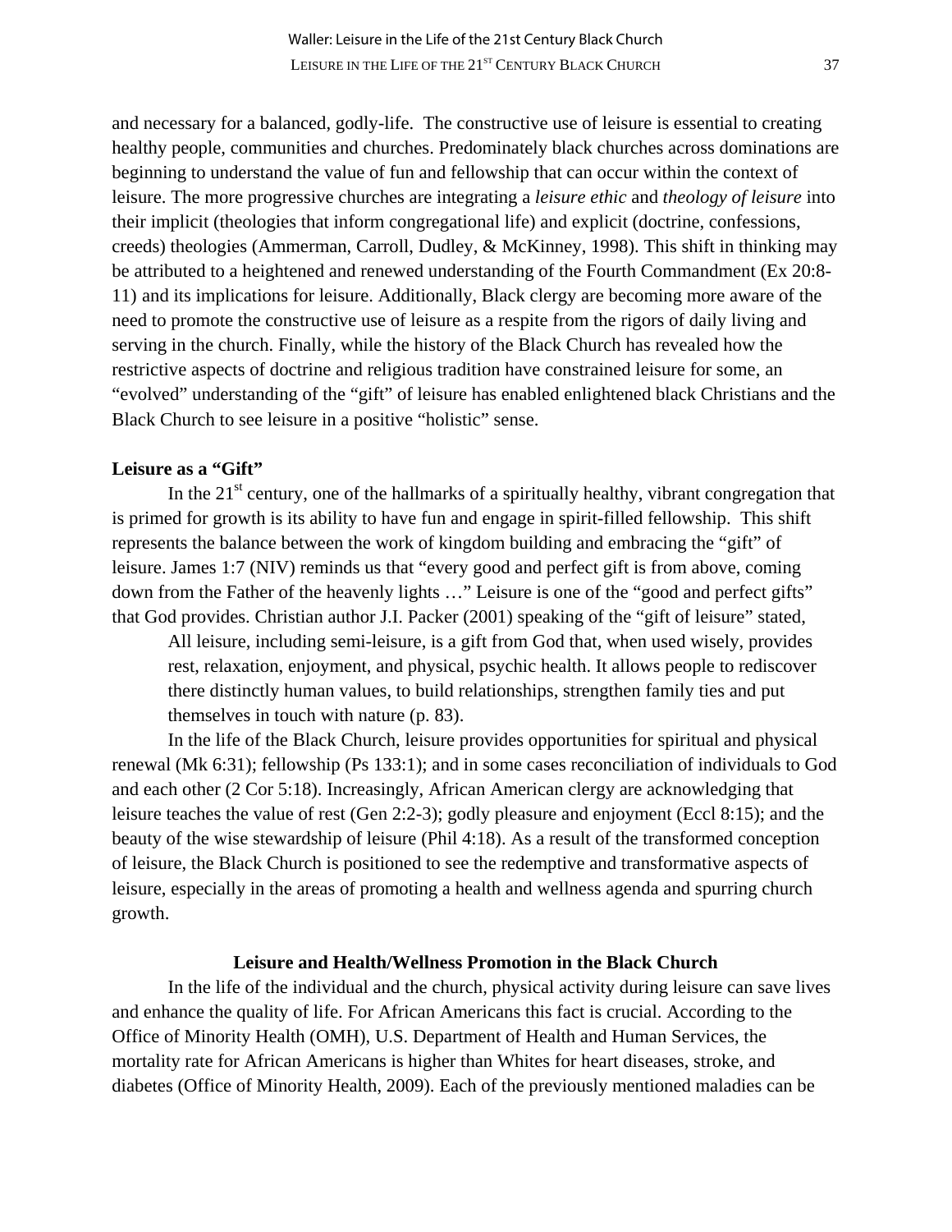and necessary for a balanced, godly-life. The constructive use of leisure is essential to creating healthy people, communities and churches. Predominately black churches across dominations are beginning to understand the value of fun and fellowship that can occur within the context of leisure. The more progressive churches are integrating a *leisure ethic* and *theology of leisure* into their implicit (theologies that inform congregational life) and explicit (doctrine, confessions, creeds) theologies (Ammerman, Carroll, Dudley, & McKinney, 1998). This shift in thinking may be attributed to a heightened and renewed understanding of the Fourth Commandment (Ex 20:8-11) and its implications for leisure. Additionally, Black clergy are becoming more aware of the need to promote the constructive use of leisure as a respite from the rigors of daily living and serving in the church. Finally, while the history of the Black Church has revealed how the restrictive aspects of doctrine and religious tradition have constrained leisure for some, an "evolved" understanding of the "gift" of leisure has enabled enlightened black Christians and the Black Church to see leisure in a positive "holistic" sense.

**Leisure as a "Gift"**

In the 21st century, one of the hallmarks of a spiritually healthy, vibrant congregation that is primed for growth is its ability to have fun and engage in spirit-filled fellowship. This shift represents the balance between the work of kingdom building and embracing the "gift" of leisure. James 1:7 (NIV) reminds us that "every good and perfect gift is from above, coming down from the Father of the heavenly lights …" Leisure is one of the "good and perfect gifts" that God provides. Christian author J.I. Packer (2001) speaking of the "gift of leisure" stated,

> All leisure, including semi-leisure, is a gift from God that, when used wisely, provides rest, relaxation, enjoyment, and physical, psychic health. It allows people to rediscover there distinctly human values, to build relationships, strengthen family ties and put themselves in touch with nature (p. 83).

In the life of the Black Church, leisure provides opportunities for spiritual and physical renewal (Mk 6:31); fellowship (Ps 133:1); and in some cases reconciliation of individuals to God and each other (2 Cor 5:18). Increasingly, African American clergy are acknowledging that leisure teaches the value of rest (Gen 2:2-3); godly pleasure and enjoyment (Eccl 8:15); and the beauty of the wise stewardship of leisure (Phil 4:18). As a result of the transformed conception of leisure, the Black Church is positioned to see the redemptive and transformative aspects of leisure, especially in the areas of promoting a health and wellness agenda and spurring church growth.

## Leisure and Health/Wellness Promotion in the Black Church

In the life of the individual and the church, physical activity during leisure can save lives and enhance the quality of life. For African Americans this fact is crucial. According to the Office of Minority Health (OMH), U.S. Department of Health and Human Services, the mortality rate for African Americans is higher than Whites for heart diseases, stroke, and diabetes (Office of Minority Health, 2009). Each of the previously mentioned maladies can be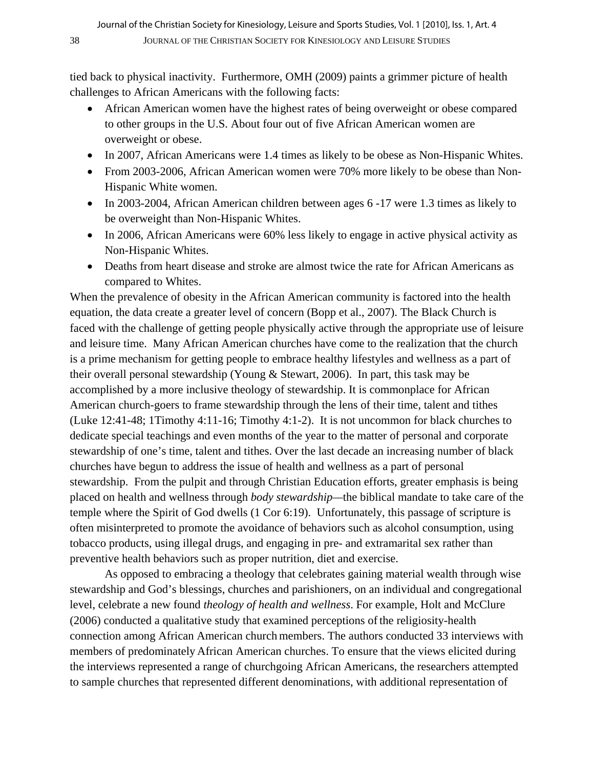tied back to physical inactivity. Furthermore, OMH (2009) paints a grimmer picture of health challenges to African Americans with the following facts:

- African American women have the highest rates of being overweight or obese compared to other groups in the U.S. About four out of five African American women are overweight or obese.
- In 2007, African Americans were 1.4 times as likely to be obese as Non-Hispanic Whites.
- From 2003-2006, African American women were 70% more likely to be obese than Non-Hispanic White women.
- In 2003-2004, African American children between ages 6 -17 were 1.3 times as likely to be overweight than Non-Hispanic Whites.
- In 2006, African Americans were 60% less likely to engage in active physical activity as Non-Hispanic Whites.
- Deaths from heart disease and stroke are almost twice the rate for African Americans as compared to Whites.

When the prevalence of obesity in the African American community is factored into the health equation, the data create a greater level of concern (Bopp et al., 2007). The Black Church is faced with the challenge of getting people physically active through the appropriate use of leisure and leisure time. Many African American churches have come to the realization that the church is a prime mechanism for getting people to embrace healthy lifestyles and wellness as a part of their overall personal stewardship (Young & Stewart, 2006). In part, this task may be accomplished by a more inclusive theology of stewardship. It is commonplace for African American church-goers to frame stewardship through the lens of their time, talent and tithes (Luke 12:41-48; 1Timothy 4:11-16; Timothy 4:1-2). It is not uncommon for black churches to dedicate special teachings and even months of the year to the matter of personal and corporate stewardship of one's time, talent and tithes. Over the last decade an increasing number of black churches have begun to address the issue of health and wellness as a part of personal stewardship. From the pulpit and through Christian Education efforts, greater emphasis is being placed on health and wellness through *body stewardship*—the biblical mandate to take care of the temple where the Spirit of God dwells (1 Cor 6:19). Unfortunately, this passage of scripture is often misinterpreted to promote the avoidance of behaviors such as alcohol consumption, using tobacco products, using illegal drugs, and engaging in pre- and extramarital sex rather than preventive health behaviors such as proper nutrition, diet and exercise.

As opposed to embracing a theology that celebrates gaining material wealth through wise stewardship and God's blessings, churches and parishioners, on an individual and congregational level, celebrate a new found *theology of health and wellness*. For example, Holt and McClure (2006) conducted a qualitative study that examined perceptions of the religiosity-health connection among African American church members. The authors conducted 33 interviews with members of predominately African American churches. To ensure that the views elicited during the interviews represented a range of churchgoing African Americans, the researchers attempted to sample churches that represented different denominations, with additional representation of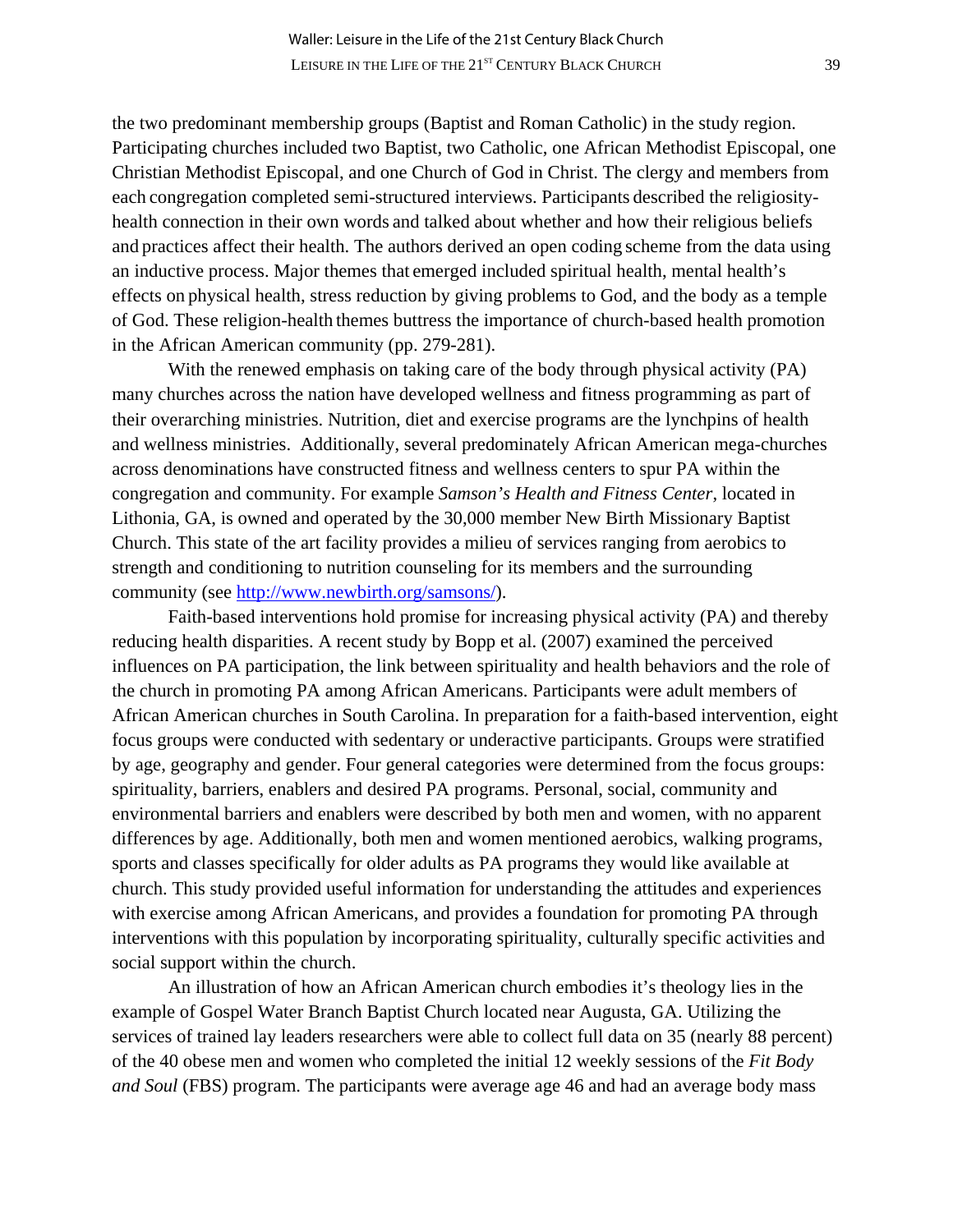the two predominant membership groups (Baptist and Roman Catholic) in the study region. Participating churches included two Baptist, two Catholic, one African Methodist Episcopal, one Christian Methodist Episcopal, and one Church of God in Christ. The clergy and members from each congregation completed semi-structured interviews. Participants described the religiosity-health connection in their own words and talked about whether and how their religious beliefs and practices affect their health. The authors derived an open coding scheme from the data using an inductive process. Major themes that emerged included spiritual health, mental health's effects on physical health, stress reduction by giving problems to God, and the body as a temple of God. These religion-health themes buttress the importance of church-based health promotion in the African American community (pp. 279-281).

With the renewed emphasis on taking care of the body through physical activity (PA) many churches across the nation have developed wellness and fitness programming as part of their overarching ministries. Nutrition, diet and exercise programs are the lynchpins of health and wellness ministries. Additionally, several predominately African American mega-churches across denominations have constructed fitness and wellness centers to spur PA within the congregation and community. For example *Samson's Health and Fitness Center*, located in Lithonia, GA, is owned and operated by the 30,000 member New Birth Missionary Baptist Church. This state of the art facility provides a milieu of services ranging from aerobics to strength and conditioning to nutrition counseling for its members and the surrounding community (see [http://www.newbirth.org/samsons/](http://www.newbirth.org/samsons/)).

Faith-based interventions hold promise for increasing physical activity (PA) and thereby reducing health disparities. A recent study by Bopp et al. (2007) examined the perceived influences on PA participation, the link between spirituality and health behaviors and the role of the church in promoting PA among African Americans. Participants were adult members of African American churches in South Carolina. In preparation for a faith-based intervention, eight focus groups were conducted with sedentary or underactive participants. Groups were stratified by age, geography and gender. Four general categories were determined from the focus groups: spirituality, barriers, enablers and desired PA programs. Personal, social, community and environmental barriers and enablers were described by both men and women, with no apparent differences by age. Additionally, both men and women mentioned aerobics, walking programs, sports and classes specifically for older adults as PA programs they would like available at church. This study provided useful information for understanding the attitudes and experiences with exercise among African Americans, and provides a foundation for promoting PA through interventions with this population by incorporating spirituality, culturally specific activities and social support within the church.

An illustration of how an African American church embodies it's theology lies in the example of Gospel Water Branch Baptist Church located near Augusta, GA. Utilizing the services of trained lay leaders researchers were able to collect full data on 35 (nearly 88 percent) of the 40 obese men and women who completed the initial 12 weekly sessions of the *Fit Body and Soul* (FBS) program. The participants were average age 46 and had an average body mass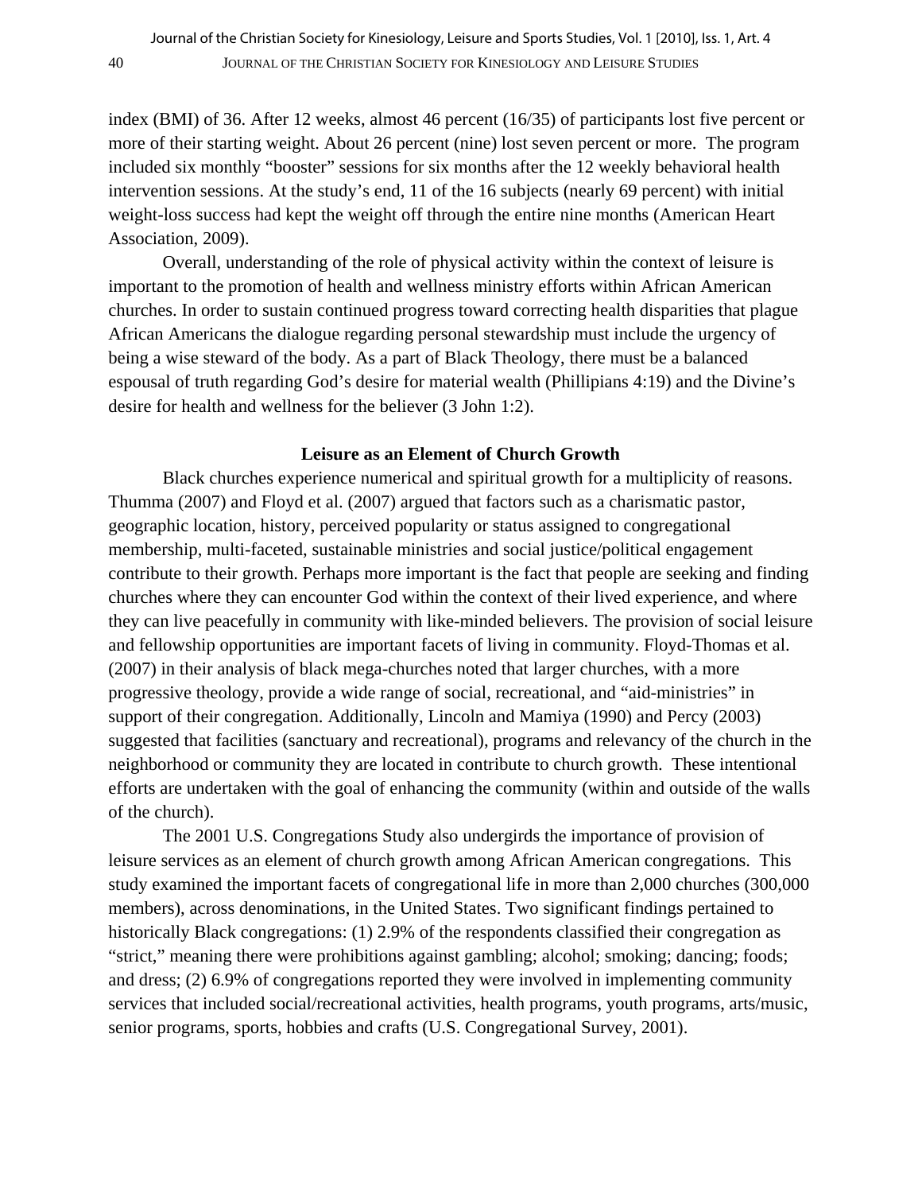index (BMI) of 36. After 12 weeks, almost 46 percent (16/35) of participants lost five percent or more of their starting weight. About 26 percent (nine) lost seven percent or more. The program included six monthly "booster" sessions for six months after the 12 weekly behavioral health intervention sessions. At the study's end, 11 of the 16 subjects (nearly 69 percent) with initial weight-loss success had kept the weight off through the entire nine months (American Heart Association, 2009).

Overall, understanding of the role of physical activity within the context of leisure is important to the promotion of health and wellness ministry efforts within African American churches. In order to sustain continued progress toward correcting health disparities that plague African Americans the dialogue regarding personal stewardship must include the urgency of being a wise steward of the body. As a part of Black Theology, there must be a balanced espousal of truth regarding God's desire for material wealth (Phillipians 4:19) and the Divine's desire for health and wellness for the believer (3 John 1:2).

### Leisure as an Element of Church Growth

Black churches experience numerical and spiritual growth for a multiplicity of reasons. Thumma (2007) and Floyd et al. (2007) argued that factors such as a charismatic pastor, geographic location, history, perceived popularity or status assigned to congregational membership, multi-faceted, sustainable ministries and social justice/political engagement contribute to their growth. Perhaps more important is the fact that people are seeking and finding churches where they can encounter God within the context of their lived experience, and where they can live peacefully in community with like-minded believers. The provision of social leisure and fellowship opportunities are important facets of living in community. Floyd-Thomas et al. (2007) in their analysis of black mega-churches noted that larger churches, with a more progressive theology, provide a wide range of social, recreational, and "aid-ministries" in support of their congregation. Additionally, Lincoln and Mamiya (1990) and Percy (2003) suggested that facilities (sanctuary and recreational), programs and relevancy of the church in the neighborhood or community they are located in contribute to church growth. These intentional efforts are undertaken with the goal of enhancing the community (within and outside of the walls of the church).

The 2001 U.S. Congregations Study also undergirds the importance of provision of leisure services as an element of church growth among African American congregations. This study examined the important facets of congregational life in more than 2,000 churches (300,000 members), across denominations, in the United States. Two significant findings pertained to historically Black congregations: (1) 2.9% of the respondents classified their congregation as "strict," meaning there were prohibitions against gambling; alcohol; smoking; dancing; foods; and dress; (2) 6.9% of congregations reported they were involved in implementing community services that included social/recreational activities, health programs, youth programs, arts/music, senior programs, sports, hobbies and crafts (U.S. Congregational Survey, 2001).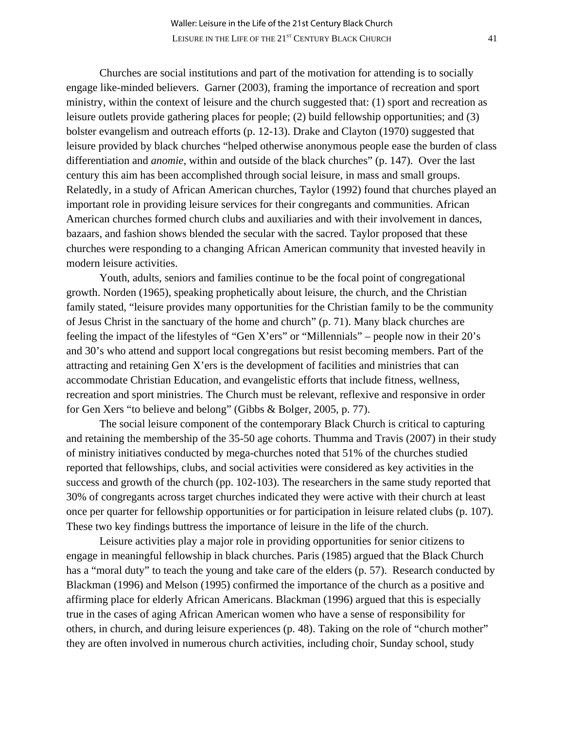Churches are social institutions and part of the motivation for attending is to socially engage like-minded believers. Garner (2003), framing the importance of recreation and sport ministry, within the context of leisure and the church suggested that: (1) sport and recreation as leisure outlets provide gathering places for people; (2) build fellowship opportunities; and (3) bolster evangelism and outreach efforts (p. 12-13). Drake and Clayton (1970) suggested that leisure provided by black churches "helped otherwise anonymous people ease the burden of class differentiation and *anomie*, within and outside of the black churches" (p. 147). Over the last century this aim has been accomplished through social leisure, in mass and small groups. Relatedly, in a study of African American churches, Taylor (1992) found that churches played an important role in providing leisure services for their congregants and communities. African American churches formed church clubs and auxiliaries and with their involvement in dances, bazaars, and fashion shows blended the secular with the sacred. Taylor proposed that these churches were responding to a changing African American community that invested heavily in modern leisure activities.

Youth, adults, seniors and families continue to be the focal point of congregational growth. Norden (1965), speaking prophetically about leisure, the church, and the Christian family stated, "leisure provides many opportunities for the Christian family to be the community of Jesus Christ in the sanctuary of the home and church" (p. 71). Many black churches are feeling the impact of the lifestyles of "Gen X'ers" or "Millennials" – people now in their 20's and 30's who attend and support local congregations but resist becoming members. Part of the attracting and retaining Gen X'ers is the development of facilities and ministries that can accommodate Christian Education, and evangelistic efforts that include fitness, wellness, recreation and sport ministries. The Church must be relevant, reflexive and responsive in order for Gen Xers "to believe and belong" (Gibbs & Bolger, 2005, p. 77).

The social leisure component of the contemporary Black Church is critical to capturing and retaining the membership of the 35-50 age cohorts. Thumma and Travis (2007) in their study of ministry initiatives conducted by mega-churches noted that 51% of the churches studied reported that fellowships, clubs, and social activities were considered as key activities in the success and growth of the church (pp. 102-103). The researchers in the same study reported that 30% of congregants across target churches indicated they were active with their church at least once per quarter for fellowship opportunities or for participation in leisure related clubs (p. 107). These two key findings buttress the importance of leisure in the life of the church.

Leisure activities play a major role in providing opportunities for senior citizens to engage in meaningful fellowship in black churches. Paris (1985) argued that the Black Church has a "moral duty" to teach the young and take care of the elders (p. 57). Research conducted by Blackman (1996) and Melson (1995) confirmed the importance of the church as a positive and affirming place for elderly African Americans. Blackman (1996) argued that this is especially true in the cases of aging African American women who have a sense of responsibility for others, in church, and during leisure experiences (p. 48). Taking on the role of "church mother" they are often involved in numerous church activities, including choir, Sunday school, study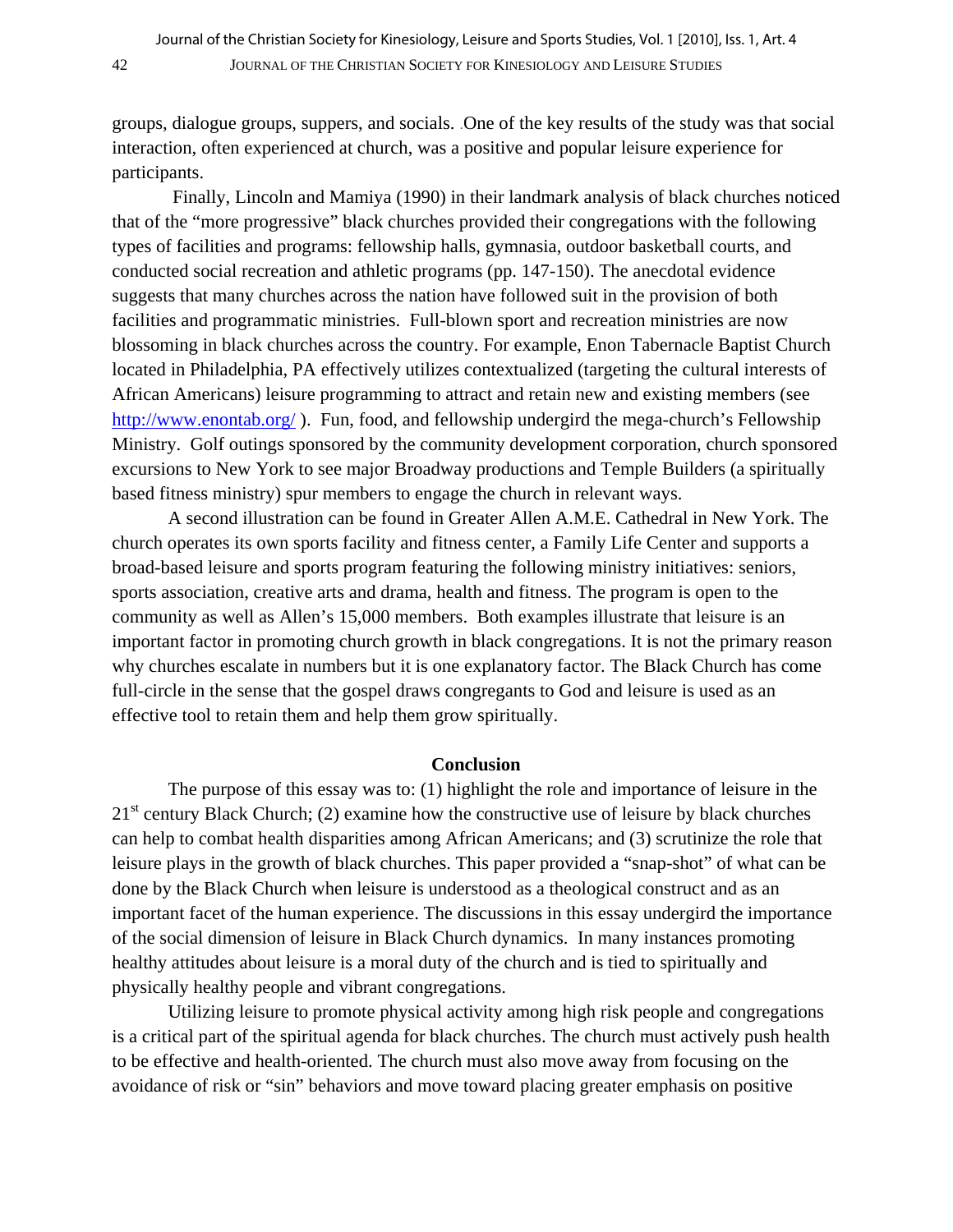groups, dialogue groups, suppers, and socials. One of the key results of the study was that social interaction, often experienced at church, was a positive and popular leisure experience for participants.

Finally, Lincoln and Mamiya (1990) in their landmark analysis of black churches noticed that of the "more progressive" black churches provided their congregations with the following types of facilities and programs: fellowship halls, gymnasia, outdoor basketball courts, and conducted social recreation and athletic programs (pp. 147-150). The anecdotal evidence suggests that many churches across the nation have followed suit in the provision of both facilities and programmatic ministries. Full-blown sport and recreation ministries are now blossoming in black churches across the country. For example, Enon Tabernacle Baptist Church located in Philadelphia, PA effectively utilizes contextualized (targeting the cultural interests of African Americans) leisure programming to attract and retain new and existing members (see http://www.enontab.org/ ). Fun, food, and fellowship undergird the mega-church's Fellowship Ministry. Golf outings sponsored by the community development corporation, church sponsored excursions to New York to see major Broadway productions and Temple Builders (a spiritually based fitness ministry) spur members to engage the church in relevant ways.

A second illustration can be found in Greater Allen A.M.E. Cathedral in New York. The church operates its own sports facility and fitness center, a Family Life Center and supports a broad-based leisure and sports program featuring the following ministry initiatives: seniors, sports association, creative arts and drama, health and fitness. The program is open to the community as well as Allen's 15,000 members. Both examples illustrate that leisure is an important factor in promoting church growth in black congregations. It is not the primary reason why churches escalate in numbers but it is one explanatory factor. The Black Church has come full-circle in the sense that the gospel draws congregants to God and leisure is used as an effective tool to retain them and help them grow spiritually.

## Conclusion

The purpose of this essay was to: (1) highlight the role and importance of leisure in the 21st century Black Church; (2) examine how the constructive use of leisure by black churches can help to combat health disparities among African Americans; and (3) scrutinize the role that leisure plays in the growth of black churches. This paper provided a "snap-shot" of what can be done by the Black Church when leisure is understood as a theological construct and as an important facet of the human experience. The discussions in this essay undergird the importance of the social dimension of leisure in Black Church dynamics. In many instances promoting healthy attitudes about leisure is a moral duty of the church and is tied to spiritually and physically healthy people and vibrant congregations.

Utilizing leisure to promote physical activity among high risk people and congregations is a critical part of the spiritual agenda for black churches. The church must actively push health to be effective and health-oriented. The church must also move away from focusing on the avoidance of risk or "sin" behaviors and move toward placing greater emphasis on positive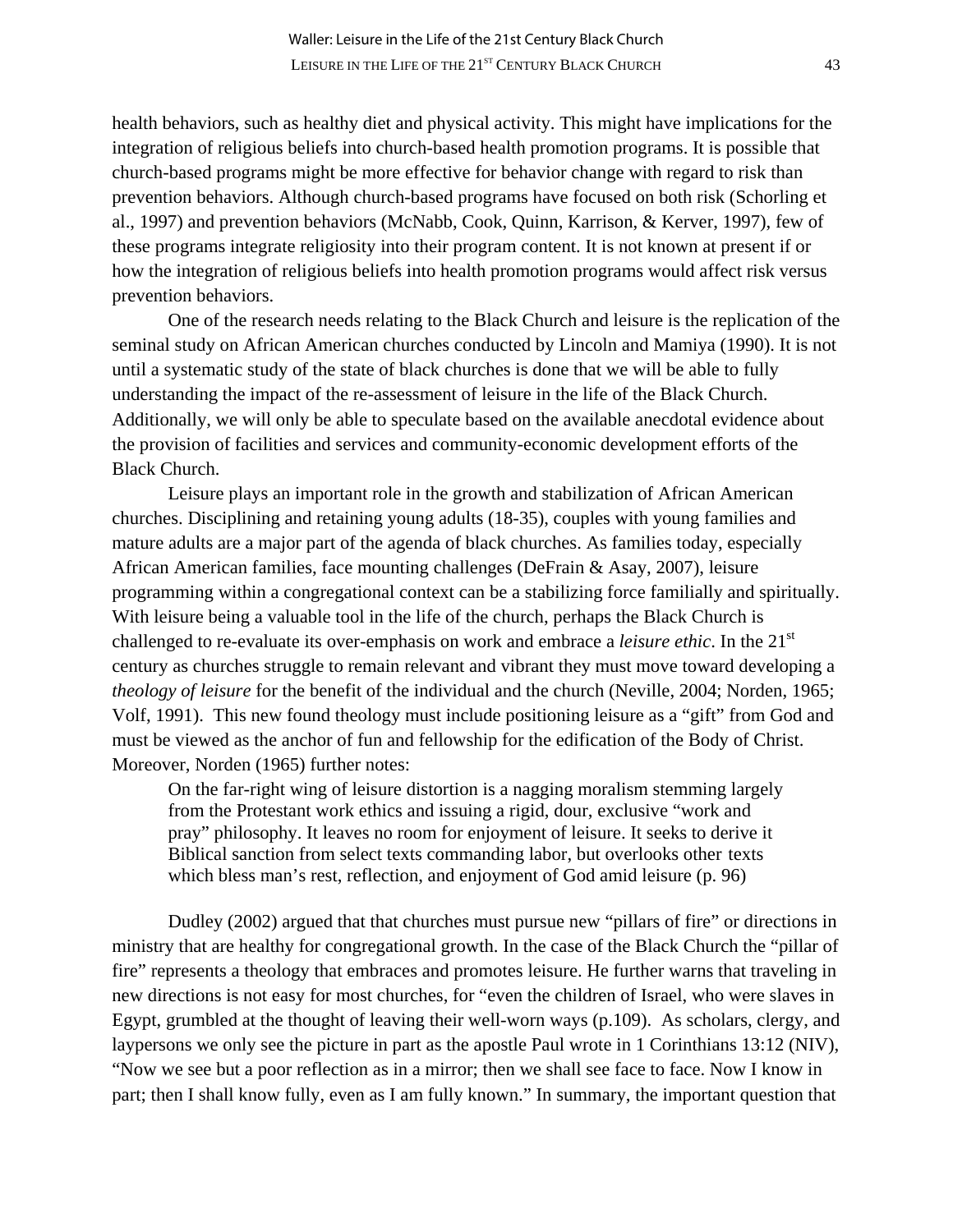health behaviors, such as healthy diet and physical activity. This might have implications for the integration of religious beliefs into church-based health promotion programs. It is possible that church-based programs might be more effective for behavior change with regard to risk than prevention behaviors. Although church-based programs have focused on both risk (Schorling et al., 1997) and prevention behaviors (McNabb, Cook, Quinn, Karrison, & Kerver, 1997), few of these programs integrate religiosity into their program content. It is not known at present if or how the integration of religious beliefs into health promotion programs would affect risk versus prevention behaviors.

One of the research needs relating to the Black Church and leisure is the replication of the seminal study on African American churches conducted by Lincoln and Mamiya (1990). It is not until a systematic study of the state of black churches is done that we will be able to fully understanding the impact of the re-assessment of leisure in the life of the Black Church. Additionally, we will only be able to speculate based on the available anecdotal evidence about the provision of facilities and services and community-economic development efforts of the Black Church.

Leisure plays an important role in the growth and stabilization of African American churches. Disciplining and retaining young adults (18-35), couples with young families and mature adults are a major part of the agenda of black churches. As families today, especially African American families, face mounting challenges (DeFrain & Asay, 2007), leisure programming within a congregational context can be a stabilizing force familially and spiritually. With leisure being a valuable tool in the life of the church, perhaps the Black Church is challenged to re-evaluate its over-emphasis on work and embrace a *leisure ethic*. In the 21st century as churches struggle to remain relevant and vibrant they must move toward developing a *theology of leisure* for the benefit of the individual and the church (Neville, 2004; Norden, 1965; Volf, 1991). This new found theology must include positioning leisure as a "gift" from God and must be viewed as the anchor of fun and fellowship for the edification of the Body of Christ. Moreover, Norden (1965) further notes:

> On the far-right wing of leisure distortion is a nagging moralism stemming largely from the Protestant work ethics and issuing a rigid, dour, exclusive "work and pray" philosophy. It leaves no room for enjoyment of leisure. It seeks to derive it Biblical sanction from select texts commanding labor, but overlooks other texts which bless man's rest, reflection, and enjoyment of God amid leisure (p. 96)

Dudley (2002) argued that that churches must pursue new "pillars of fire" or directions in ministry that are healthy for congregational growth. In the case of the Black Church the "pillar of fire" represents a theology that embraces and promotes leisure. He further warns that traveling in new directions is not easy for most churches, for "even the children of Israel, who were slaves in Egypt, grumbled at the thought of leaving their well-worn ways (p.109). As scholars, clergy, and laypersons we only see the picture in part as the apostle Paul wrote in 1 Corinthians 13:12 (NIV), "Now we see but a poor reflection as in a mirror; then we shall see face to face. Now I know in part; then I shall know fully, even as I am fully known." In summary, the important question that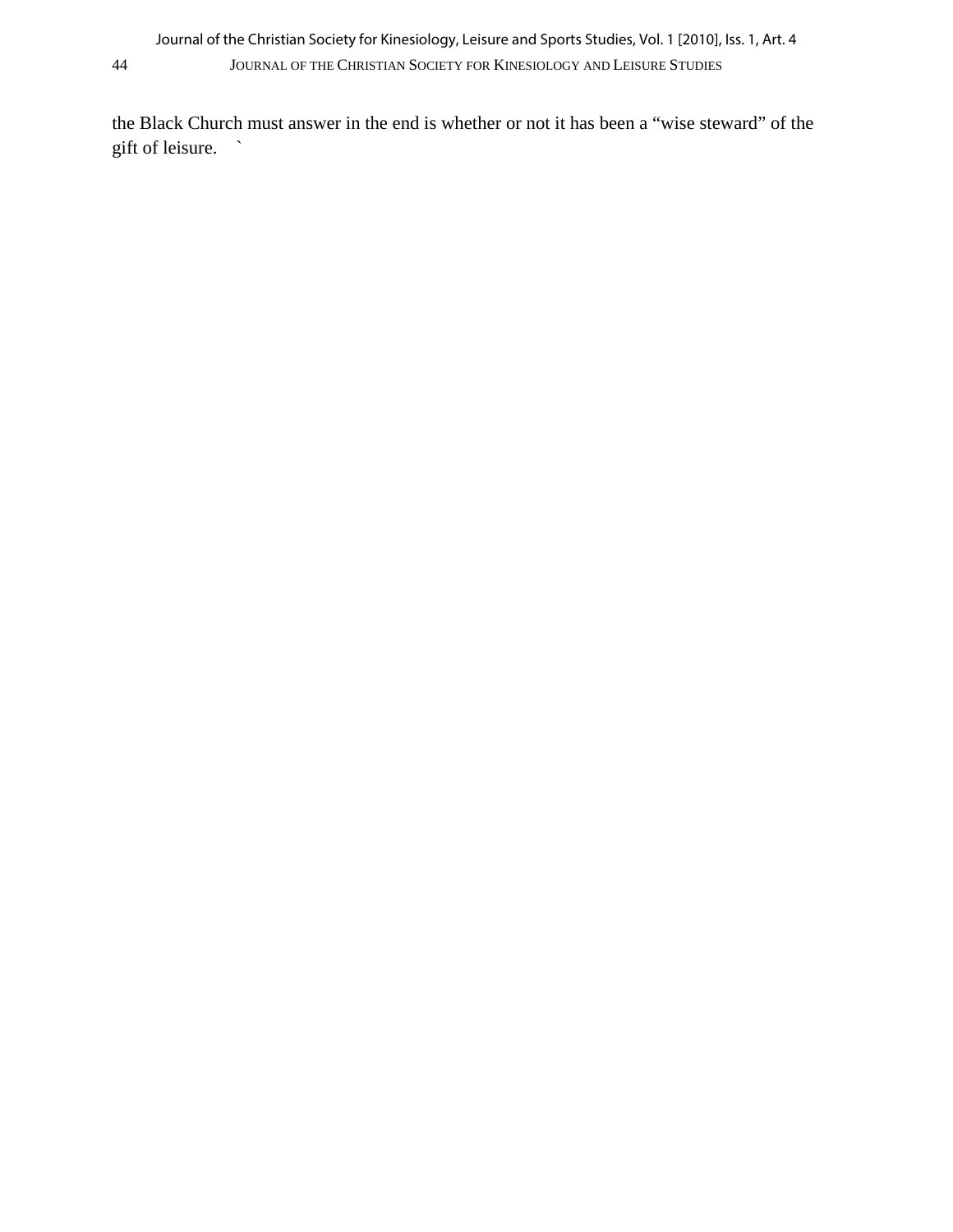the Black Church must answer in the end is whether or not it has been a “wise steward” of the gift of leisure.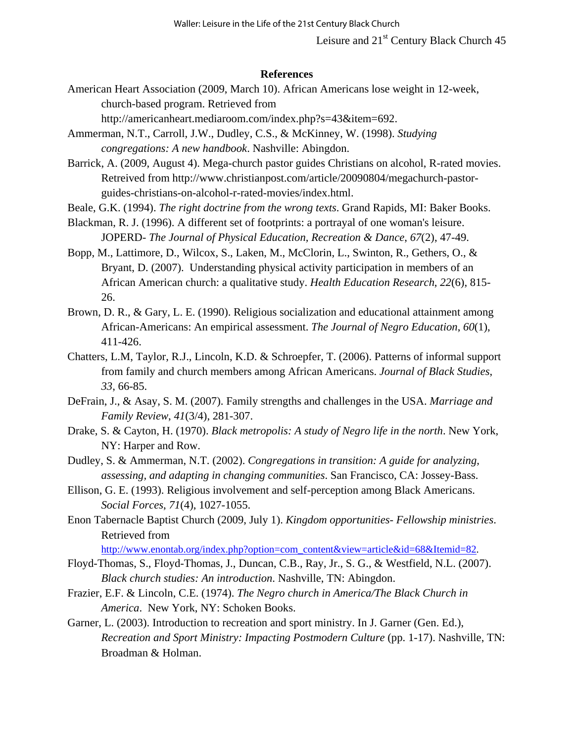## References

American Heart Association (2009, March 10). African Americans lose weight in 12-week, church-based program. Retrieved from http://americanheart.mediaroom.com/index.php?s=43&item=692.

Ammerman, N.T., Carroll, J.W., Dudley, C.S., & McKinney, W. (1998). *Studying congregations: A new handbook*. Nashville: Abingdon.

Barrick, A. (2009, August 4). Mega-church pastor guides Christians on alcohol, R-rated movies. Retreived from http://www.christianpost.com/article/20090804/megachurch-pastor-guides-christians-on-alcohol-r-rated-movies/index.html.

Beale, G.K. (1994). *The right doctrine from the wrong texts*. Grand Rapids, MI: Baker Books.

Blackman, R. J. (1996). A different set of footprints: a portrayal of one woman's leisure. JOPERD- *The Journal of Physical Education, Recreation & Dance*, *67*(2), 47-49.

Bopp, M., Lattimore, D., Wilcox, S., Laken, M., McClorin, L., Swinton, R., Gethers, O., & Bryant, D. (2007). Understanding physical activity participation in members of an African American church: a qualitative study. *Health Education Research*, *22*(6), 815-26.

Brown, D. R., & Gary, L. E. (1990). Religious socialization and educational attainment among African-Americans: An empirical assessment. *The Journal of Negro Education*, *60*(1), 411-426.

Chatters, L.M, Taylor, R.J., Lincoln, K.D. & Schroepfer, T. (2006). Patterns of informal support from family and church members among African Americans. *Journal of Black Studies*, *33*, 66-85.

DeFrain, J., & Asay, S. M. (2007). Family strengths and challenges in the USA. *Marriage and Family Review*, *41*(3/4), 281-307.

Drake, S. & Cayton, H. (1970). *Black metropolis: A study of Negro life in the north*. New York, NY: Harper and Row.

Dudley, S. & Ammerman, N.T. (2002). *Congregations in transition: A guide for analyzing, assessing, and adapting in changing communities*. San Francisco, CA: Jossey-Bass.

Ellison, G. E. (1993). Religious involvement and self-perception among Black Americans. *Social Forces*, *71*(4), 1027-1055.

Enon Tabernacle Baptist Church (2009, July 1). *Kingdom opportunities- Fellowship ministries*. Retrieved from http://www.enontab.org/index.php?option=com_content&view=article&id=68&Itemid=82.

Floyd-Thomas, S., Floyd-Thomas, J., Duncan, C.B., Ray, Jr., S. G., & Westfield, N.L. (2007). *Black church studies: An introduction*. Nashville, TN: Abingdon.

Frazier, E.F. & Lincoln, C.E. (1974). *The Negro church in America/The Black Church in America*. New York, NY: Schoken Books.

Garner, L. (2003). Introduction to recreation and sport ministry. In J. Garner (Gen. Ed.), *Recreation and Sport Ministry: Impacting Postmodern Culture* (pp. 1-17). Nashville, TN: Broadman & Holman.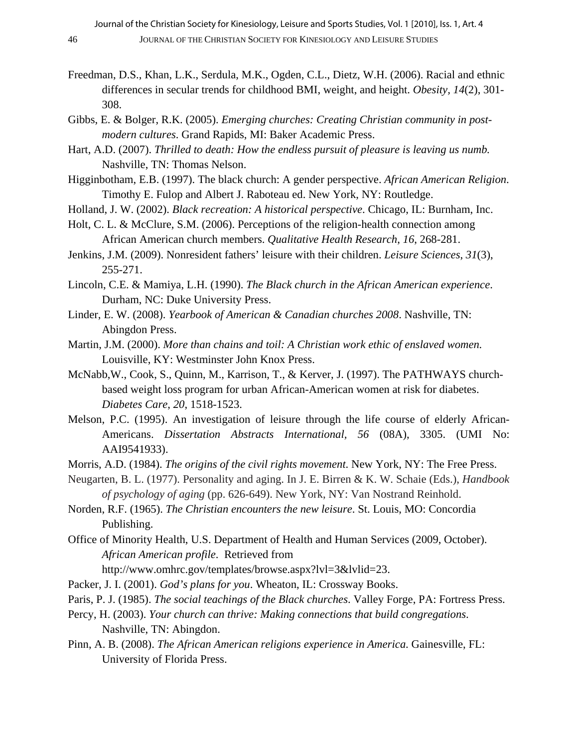Freedman, D.S., Khan, L.K., Serdula, M.K., Ogden, C.L., Dietz, W.H. (2006). Racial and ethnic differences in secular trends for childhood BMI, weight, and height. *Obesity, 14*(2), 301-308.

Gibbs, E. & Bolger, R.K. (2005). *Emerging churches: Creating Christian community in post-modern cultures*. Grand Rapids, MI: Baker Academic Press.

Hart, A.D. (2007). *Thrilled to death: How the endless pursuit of pleasure is leaving us numb.* Nashville, TN: Thomas Nelson.

Higginbotham, E.B. (1997). The black church: A gender perspective. *African American Religion*. Timothy E. Fulop and Albert J. Raboteau ed. New York, NY: Routledge.

Holland, J. W. (2002). *Black recreation: A historical perspective*. Chicago, IL: Burnham, Inc.

Holt, C. L. & McClure, S.M. (2006). Perceptions of the religion-health connection among African American church members. *Qualitative Health Research*, *16*, 268-281.

Jenkins, J.M. (2009). Nonresident fathers' leisure with their children. *Leisure Sciences*, *31*(3), 255-271.

Lincoln, C.E. & Mamiya, L.H. (1990). *The Black church in the African American experience*. Durham, NC: Duke University Press.

Linder, E. W. (2008). *Yearbook of American & Canadian churches 2008*. Nashville, TN: Abingdon Press.

Martin, J.M. (2000). *More than chains and toil: A Christian work ethic of enslaved women.* Louisville, KY: Westminster John Knox Press.

McNabb,W., Cook, S., Quinn, M., Karrison, T., & Kerver, J. (1997). The PATHWAYS church-based weight loss program for urban African-American women at risk for diabetes. *Diabetes Care*, *20*, 1518-1523.

Melson, P.C. (1995). An investigation of leisure through the life course of elderly African-Americans. *Dissertation Abstracts International, 56* (08A), 3305. (UMI No: AAI9541933).

Morris, A.D. (1984). *The origins of the civil rights movement*. New York, NY: The Free Press.

Neugarten, B. L. (1977). Personality and aging. In J. E. Birren & K. W. Schaie (Eds.), *Handbook of psychology of aging* (pp. 626-649). New York, NY: Van Nostrand Reinhold.

Norden, R.F. (1965). *The Christian encounters the new leisure*. St. Louis, MO: Concordia Publishing.

Office of Minority Health, U.S. Department of Health and Human Services (2009, October). *African American profile*. Retrieved from http://www.omhrc.gov/templates/browse.aspx?lvl=3&lvlid=23.

Packer, J. I. (2001). *God's plans for you*. Wheaton, IL: Crossway Books.

Paris, P. J. (1985). *The social teachings of the Black churches*. Valley Forge, PA: Fortress Press.

Percy, H. (2003). *Your church can thrive: Making connections that build congregations*. Nashville, TN: Abingdon.

Pinn, A. B. (2008). *The African American religions experience in America.* Gainesville, FL: University of Florida Press.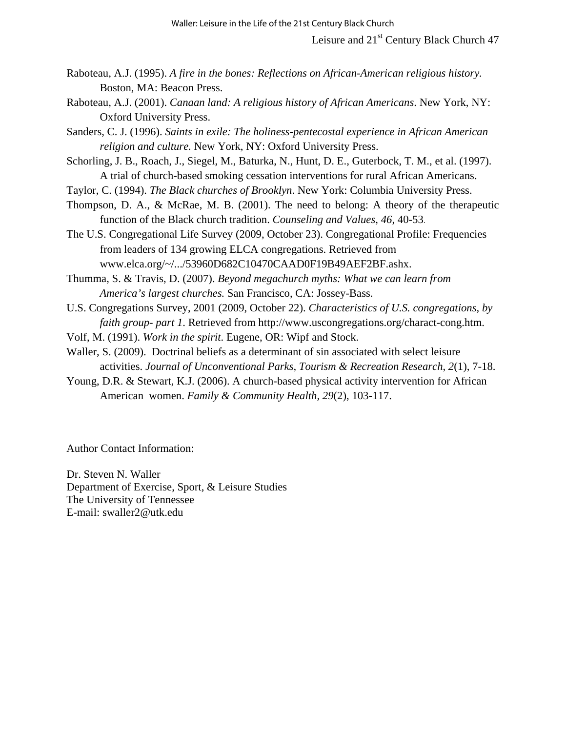Raboteau, A.J. (1995). *A fire in the bones: Reflections on African-American religious history.* Boston, MA: Beacon Press.

Raboteau, A.J. (2001). *Canaan land: A religious history of African Americans*. New York, NY: Oxford University Press.

Sanders, C. J. (1996). *Saints in exile: The holiness-pentecostal experience in African American religion and culture.* New York, NY: Oxford University Press.

Schorling, J. B., Roach, J., Siegel, M., Baturka, N., Hunt, D. E., Guterbock, T. M., et al. (1997). A trial of church-based smoking cessation interventions for rural African Americans.

Taylor, C. (1994). *The Black churches of Brooklyn*. New York: Columbia University Press.

Thompson, D. A., & McRae, M. B. (2001). The need to belong: A theory of the therapeutic function of the Black church tradition. *Counseling and Values*, *46*, 40-53.

The U.S. Congregational Life Survey (2009, October 23). Congregational Profile: Frequencies from leaders of 134 growing ELCA congregations. Retrieved from www.elca.org/~/.../53960D682C10470CAAD0F19B49AEF2BF.ashx.

Thumma, S. & Travis, D. (2007). *Beyond megachurch myths: What we can learn from America's largest churches.* San Francisco, CA: Jossey-Bass.

U.S. Congregations Survey, 2001 (2009, October 22). *Characteristics of U.S. congregations, by faith group- part 1*. Retrieved from http://www.uscongregations.org/charact-cong.htm.

Volf, M. (1991). *Work in the spirit*. Eugene, OR: Wipf and Stock.

Waller, S. (2009). Doctrinal beliefs as a determinant of sin associated with select leisure activities. *Journal of Unconventional Parks, Tourism & Recreation Research*, *2*(1), 7-18.

Young, D.R. & Stewart, K.J. (2006). A church-based physical activity intervention for African American women. *Family & Community Health, 29*(2), 103-117.

Author Contact Information:

Dr. Steven N. Waller
Department of Exercise, Sport, & Leisure Studies
The University of Tennessee
E-mail: swaller2@utk.edu